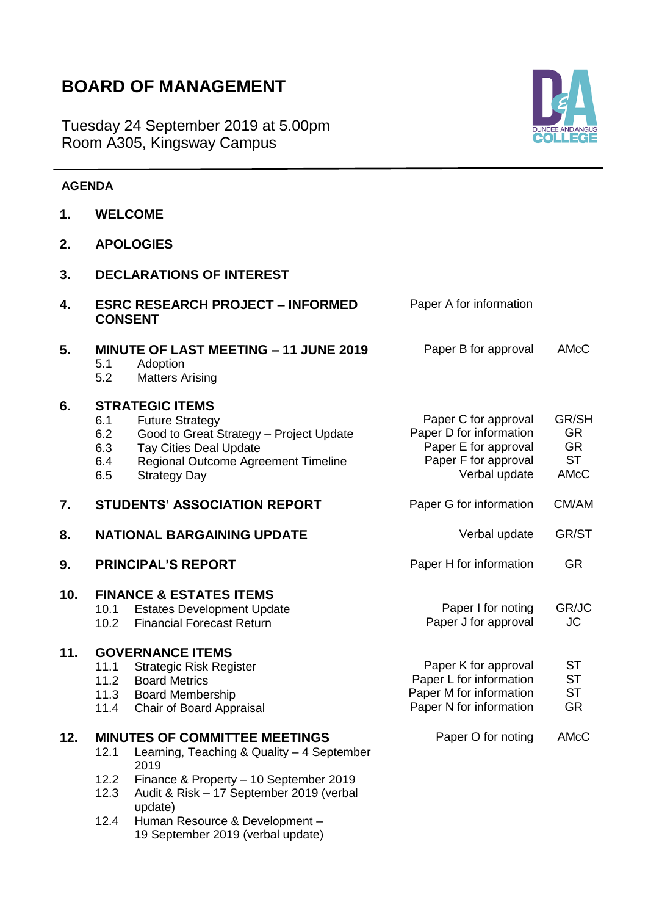# BOARD OF MANAGEMENT

Tuesday 24 September 2019 at 5.00pm
Room A305, Kingsway Campus

## AGENDA

| No. | Item | Paper | Lead |
|---|---|---|---|
| **1.** | **WELCOME** | | |
| **2.** | **APOLOGIES** | | |
| **3.** | **DECLARATIONS OF INTEREST** | | |
| **4.** | **ESRC RESEARCH PROJECT – INFORMED CONSENT** | Paper A for information | |
| **5.** | **MINUTE OF LAST MEETING – 11 JUNE 2019** | Paper B for approval | AMcC |
| 5.1 | Adoption | | |
| 5.2 | Matters Arising | | |
| **6.** | **STRATEGIC ITEMS** | | |
| 6.1 | Future Strategy | Paper C for approval | GR/SH |
| 6.2 | Good to Great Strategy – Project Update | Paper D for information | GR |
| 6.3 | Tay Cities Deal Update | Paper E for approval | GR |
| 6.4 | Regional Outcome Agreement Timeline | Paper F for approval | ST |
| 6.5 | Strategy Day | Verbal update | AMcC |
| **7.** | **STUDENTS' ASSOCIATION REPORT** | Paper G for information | CM/AM |
| **8.** | **NATIONAL BARGAINING UPDATE** | Verbal update | GR/ST |
| **9.** | **PRINCIPAL'S REPORT** | Paper H for information | GR |
| **10.** | **FINANCE & ESTATES ITEMS** | | |
| 10.1 | Estates Development Update | Paper I for noting | GR/JC |
| 10.2 | Financial Forecast Return | Paper J for approval | JC |
| **11.** | **GOVERNANCE ITEMS** | | |
| 11.1 | Strategic Risk Register | Paper K for approval | ST |
| 11.2 | Board Metrics | Paper L for information | ST |
| 11.3 | Board Membership | Paper M for information | ST |
| 11.4 | Chair of Board Appraisal | Paper N for information | GR |
| **12.** | **MINUTES OF COMMITTEE MEETINGS** | Paper O for noting | AMcC |
| 12.1 | Learning, Teaching & Quality – 4 September 2019 | | |
| 12.2 | Finance & Property – 10 September 2019 | | |
| 12.3 | Audit & Risk – 17 September 2019 (verbal update) | | |
| 12.4 | Human Resource & Development – 19 September 2019 (verbal update) | | |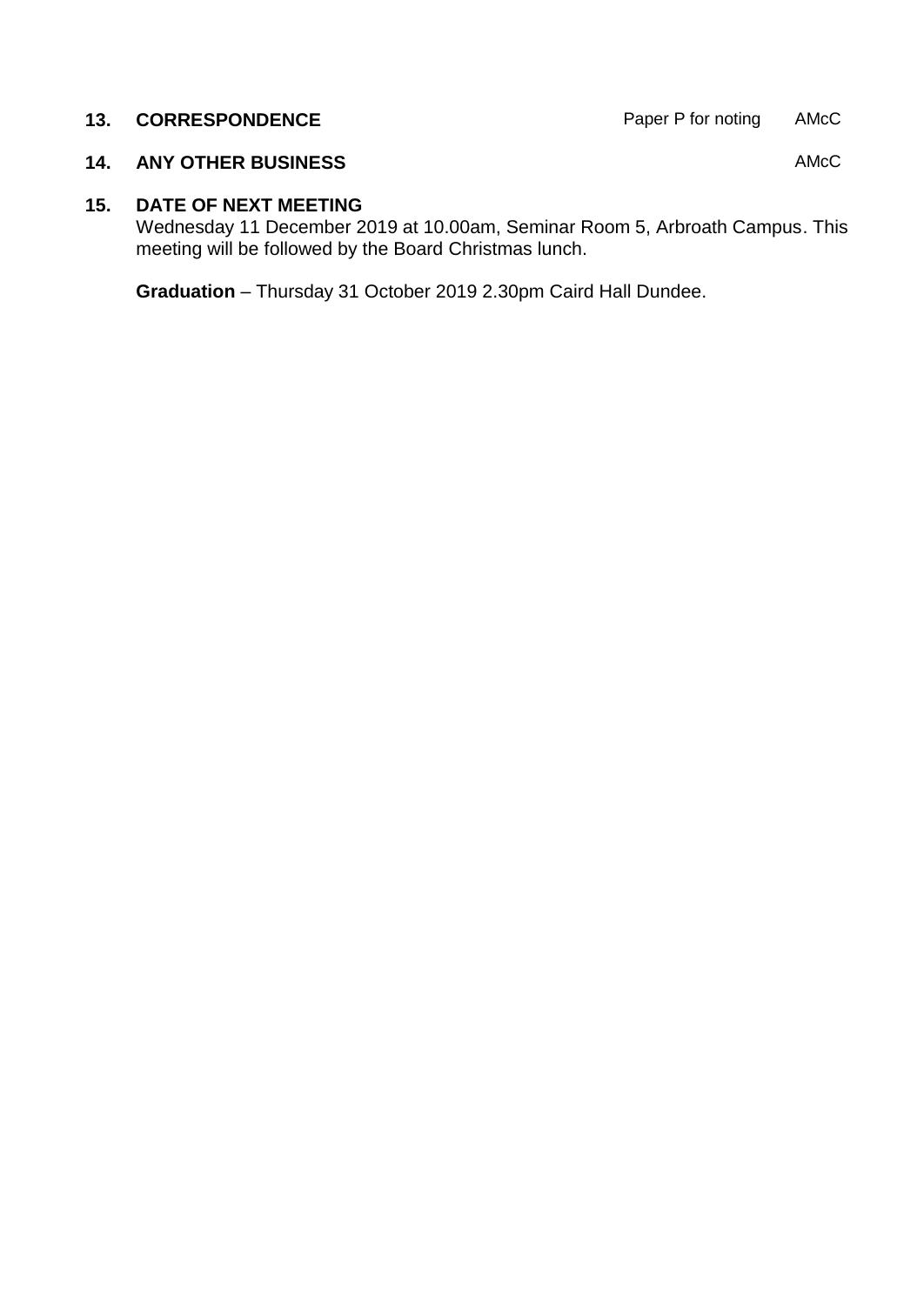**13. CORRESPONDENCE** Paper P for noting AMcC

**14. ANY OTHER BUSINESS** AMcC

**15. DATE OF NEXT MEETING**

Wednesday 11 December 2019 at 10.00am, Seminar Room 5, Arbroath Campus. This meeting will be followed by the Board Christmas lunch.

**Graduation** – Thursday 31 October 2019 2.30pm Caird Hall Dundee.